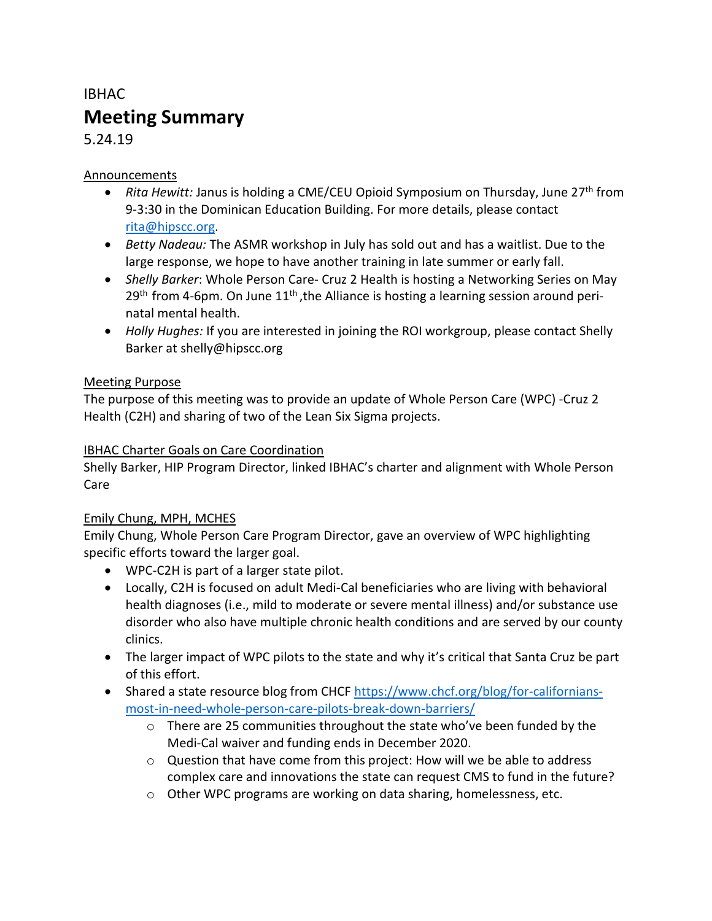IBHAC

# Meeting Summary

5.24.19

<u>Announcements</u>

- *Rita Hewitt:* Janus is holding a CME/CEU Opioid Symposium on Thursday, June 27th from 9-3:30 in the Dominican Education Building. For more details, please contact rita@hipscc.org.
- *Betty Nadeau:* The ASMR workshop in July has sold out and has a waitlist. Due to the large response, we hope to have another training in late summer or early fall.
- *Shelly Barker*: Whole Person Care- Cruz 2 Health is hosting a Networking Series on May 29th from 4-6pm. On June 11th ,the Alliance is hosting a learning session around peri-natal mental health.
- *Holly Hughes:* If you are interested in joining the ROI workgroup, please contact Shelly Barker at shelly@hipscc.org

<u>Meeting Purpose</u>

The purpose of this meeting was to provide an update of Whole Person Care (WPC) -Cruz 2 Health (C2H) and sharing of two of the Lean Six Sigma projects.

<u>IBHAC Charter Goals on Care Coordination</u>

Shelly Barker, HIP Program Director, linked IBHAC's charter and alignment with Whole Person Care

<u>Emily Chung, MPH, MCHES</u>

Emily Chung, Whole Person Care Program Director, gave an overview of WPC highlighting specific efforts toward the larger goal.

- WPC-C2H is part of a larger state pilot.
- Locally, C2H is focused on adult Medi-Cal beneficiaries who are living with behavioral health diagnoses (i.e., mild to moderate or severe mental illness) and/or substance use disorder who also have multiple chronic health conditions and are served by our county clinics.
- The larger impact of WPC pilots to the state and why it's critical that Santa Cruz be part of this effort.
- Shared a state resource blog from CHCF https://www.chcf.org/blog/for-californians-most-in-need-whole-person-care-pilots-break-down-barriers/
  - There are 25 communities throughout the state who've been funded by the Medi-Cal waiver and funding ends in December 2020.
  - Question that have come from this project: How will we be able to address complex care and innovations the state can request CMS to fund in the future?
  - Other WPC programs are working on data sharing, homelessness, etc.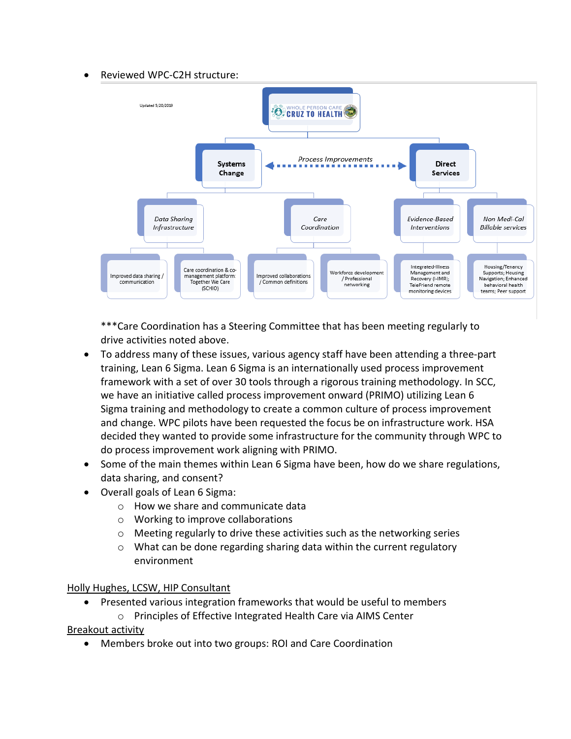- Reviewed WPC-C2H structure:

Updated 5/20/2019

WHOLE PERSON CARE CRUZ TO HEALTH

- Systems Change
  - Data Sharing Infrastructure
    - Improved data sharing / communication
    - Care coordination & co-management platform: Together We Care (SCHIO)
  - Care Coordination
    - Improved collaborations / Common definitions
    - Workforce development / Professional networking
- *Process Improvements* (between Systems Change and Direct Services)
- Direct Services
  - Evidence-Based Interventions
    - Integrated-Illness Management and Recovery (I-IMR); TeleFriend remote monitoring devices
  - Non Medi-Cal Billable services
    - Housing/Tenancy Supports; Housing Navigation; Enhanced behavioral health teams; Peer support

\*\*\*Care Coordination has a Steering Committee that has been meeting regularly to drive activities noted above.

- To address many of these issues, various agency staff have been attending a three-part training, Lean 6 Sigma. Lean 6 Sigma is an internationally used process improvement framework with a set of over 30 tools through a rigorous training methodology. In SCC, we have an initiative called process improvement onward (PRIMO) utilizing Lean 6 Sigma training and methodology to create a common culture of process improvement and change. WPC pilots have been requested the focus be on infrastructure work. HSA decided they wanted to provide some infrastructure for the community through WPC to do process improvement work aligning with PRIMO.
- Some of the main themes within Lean 6 Sigma have been, how do we share regulations, data sharing, and consent?
- Overall goals of Lean 6 Sigma:
  - How we share and communicate data
  - Working to improve collaborations
  - Meeting regularly to drive these activities such as the networking series
  - What can be done regarding sharing data within the current regulatory environment

<u>Holly Hughes, LCSW, HIP Consultant</u>

- Presented various integration frameworks that would be useful to members
  - Principles of Effective Integrated Health Care via AIMS Center

<u>Breakout activity</u>

- Members broke out into two groups: ROI and Care Coordination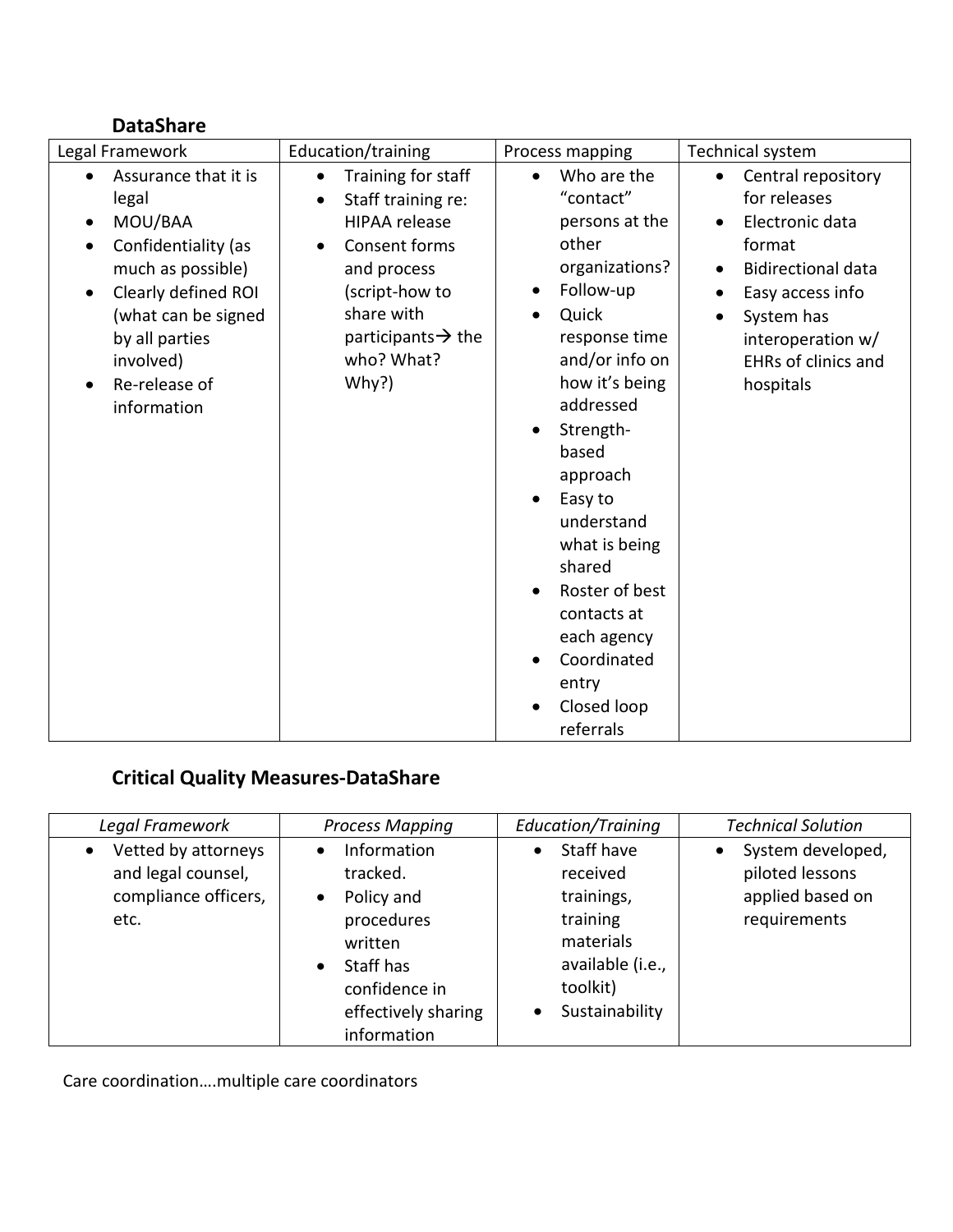## DataShare

| Legal Framework | Education/training | Process mapping | Technical system |
|---|---|---|---|
| • Assurance that it is legal<br>• MOU/BAA<br>• Confidentiality (as much as possible)<br>• Clearly defined ROI (what can be signed by all parties involved)<br>• Re-release of information | • Training for staff<br>• Staff training re: HIPAA release<br>• Consent forms and process (script-how to share with participants→ the who? What? Why?) | • Who are the "contact" persons at the other organizations?<br>• Follow-up<br>• Quick response time and/or info on how it's being addressed<br>• Strength-based approach<br>• Easy to understand what is being shared<br>• Roster of best contacts at each agency<br>• Coordinated entry<br>• Closed loop referrals | • Central repository for releases<br>• Electronic data format<br>• Bidirectional data<br>• Easy access info<br>• System has interoperation w/ EHRs of clinics and hospitals |

## Critical Quality Measures-DataShare

| *Legal Framework* | *Process Mapping* | *Education/Training* | *Technical Solution* |
|---|---|---|---|
| • Vetted by attorneys and legal counsel, compliance officers, etc. | • Information tracked.<br>• Policy and procedures written<br>• Staff has confidence in effectively sharing information | • Staff have received trainings, training materials available (i.e., toolkit)<br>• Sustainability | • System developed, piloted lessons applied based on requirements |

Care coordination….multiple care coordinators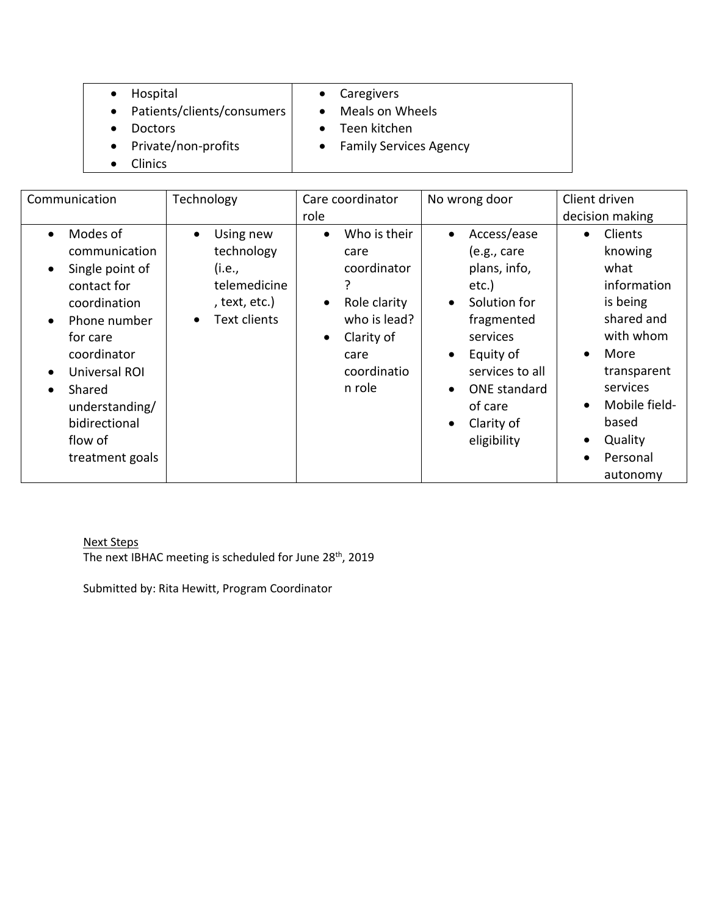| | |
|---|---|
| • Hospital<br>• Patients/clients/consumers<br>• Doctors<br>• Private/non-profits<br>• Clinics | • Caregivers<br>• Meals on Wheels<br>• Teen kitchen<br>• Family Services Agency |

| Communication | Technology | Care coordinator role | No wrong door | Client driven decision making |
|---|---|---|---|---|
| • Modes of communication<br>• Single point of contact for coordination<br>• Phone number for care coordinator<br>• Universal ROI<br>• Shared understanding/ bidirectional flow of treatment goals | • Using new technology (i.e., telemedicine, text, etc.)<br>• Text clients | • Who is their care coordinator?<br>• Role clarity who is lead?<br>• Clarity of care coordination role | • Access/ease (e.g., care plans, info, etc.)<br>• Solution for fragmented services<br>• Equity of services to all<br>• ONE standard of care<br>• Clarity of eligibility | • Clients knowing what information is being shared and with whom<br>• More transparent services<br>• Mobile field-based<br>• Quality<br>• Personal autonomy |

<u>Next Steps</u>

The next IBHAC meeting is scheduled for June 28th, 2019

Submitted by: Rita Hewitt, Program Coordinator